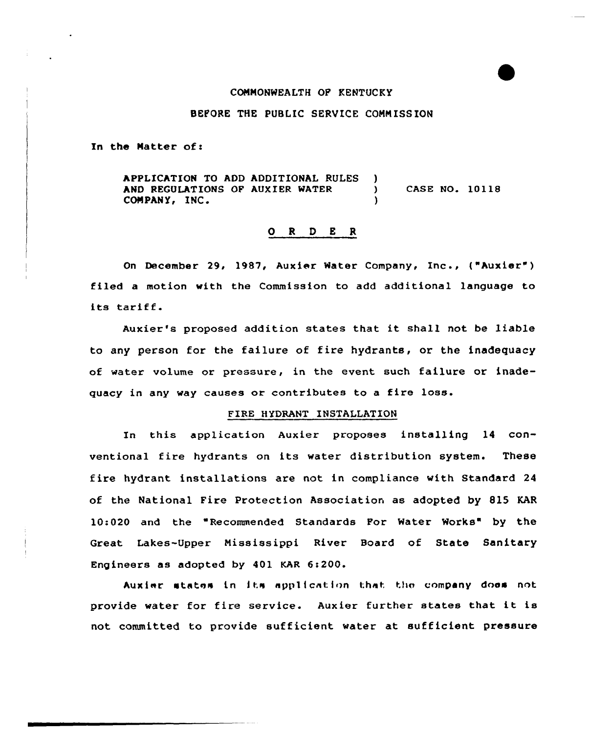COMMONWEALTH OF KENTUCKY

BEFORE THE PUBLIC SERVICE COMMISSION

In the Matter of:

APPLICATION TO ADD ADDITIONAL RULES AND REGULATIONS OF AUXIER WATER COMPANY, INC. ) CASE NO. 10118

## O R D E R

On December 29, 1987, Auxier Water Company, Inc., ("Auxier") filed a motion with the Commission to add additional language to its tariff.

Auxier's proposed addition states that it shall not be liable to any person for the failure of fire hydrants, or the inadequacy of water volume or pressure, in the event such failure or inadequacy in any way causes or contributes to a fire loss.

### FIRE HYDRANT INSTALLATION

In this application Auxier proposes installing 14 conventional fire hydrants on its water distribution system. These fire hydrant installations are not in compliance with Standard 24 of the National Fire Protection Association as adopted by 815 KAR 10:020 and the "Recommended Standards For Water Works" by the Great Lakes-Upper Mississippi River Board of State Sanitary Engineers as adopted by 401 KAR 6:200.

Auxier states in its application that the company does not provide water for fire service. Auxier further states that it is not committed to provide sufficient water at sufficient pressure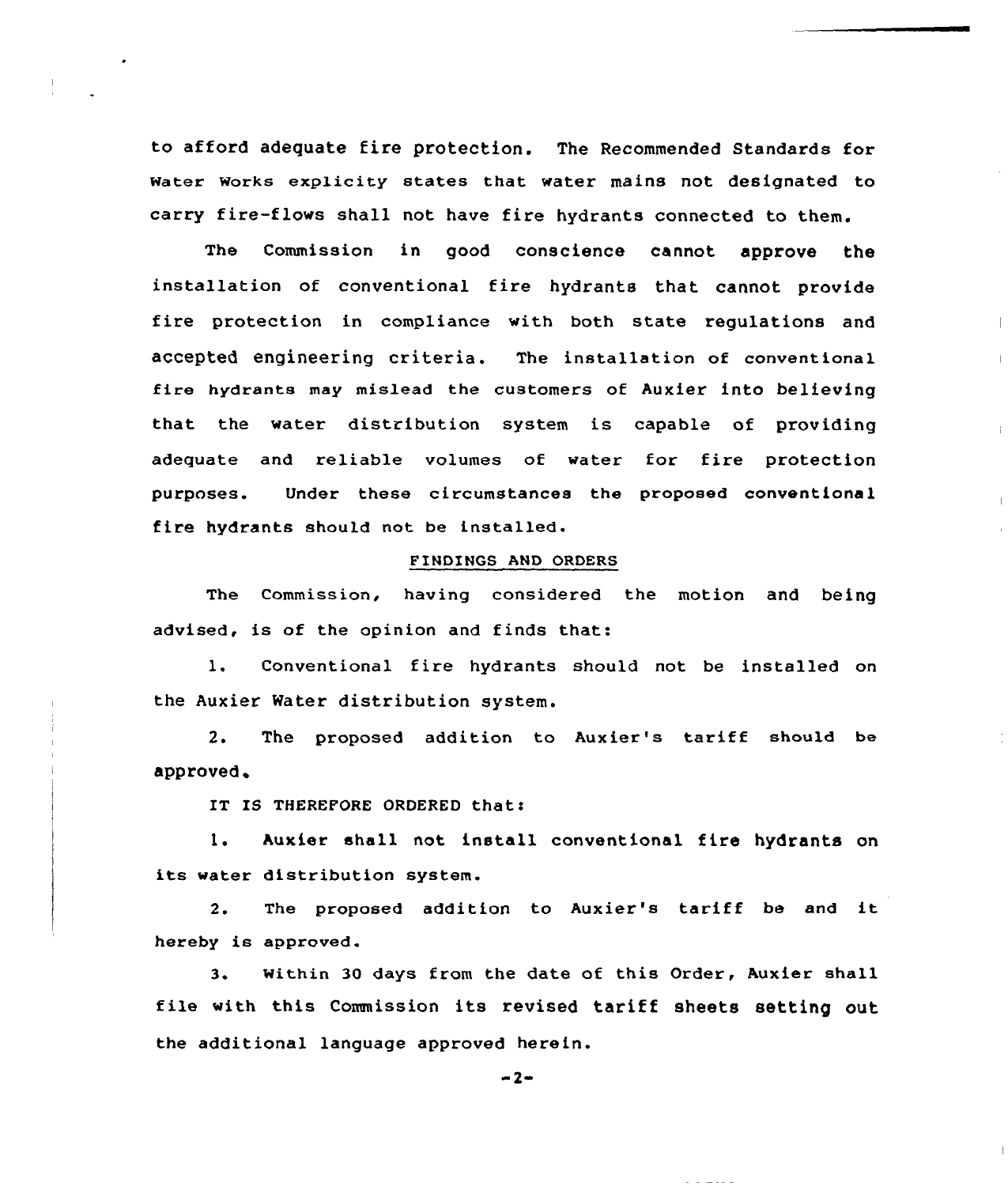to afford adequate fire protection. The Recommended Standards for Water Works explicity states that water mains not designated to carry fire-flows shall not have fire hydrants connected to them.

The Commission in good conscience cannot approve the installation of conventional fire hydrants that cannot provide fire protection in compliance with both state regulations and accepted engineering criteria. The installation of conventional fire hydrants may mislead the customers of Auxier into believing that the water distribution system is capable of providing adequate and reliable volumes of water for fire protection purposes. Under these circumstances the proposed conventional fire hydrants should not be installed.

## FINDINGS AND ORDERS

The Commission, having considered the motion and being advised, is of the opinion and finds that:

1. Conventional fire hydrants should not be installed on the Auxier Water distribution system.

2. The proposed addition to Auxier's tariff should be approved.

IT IS THEREFORE ORDERED that:

1. Auxier shall not install conventional fire hydrants on its water distribution system.

2. The proposed addition to Auxier's tariff be and it hereby is approved.

3. Within 30 days from the date of this Order, Auxier shall file with this Commission its revised tariff sheets setting out the additional language approved herein.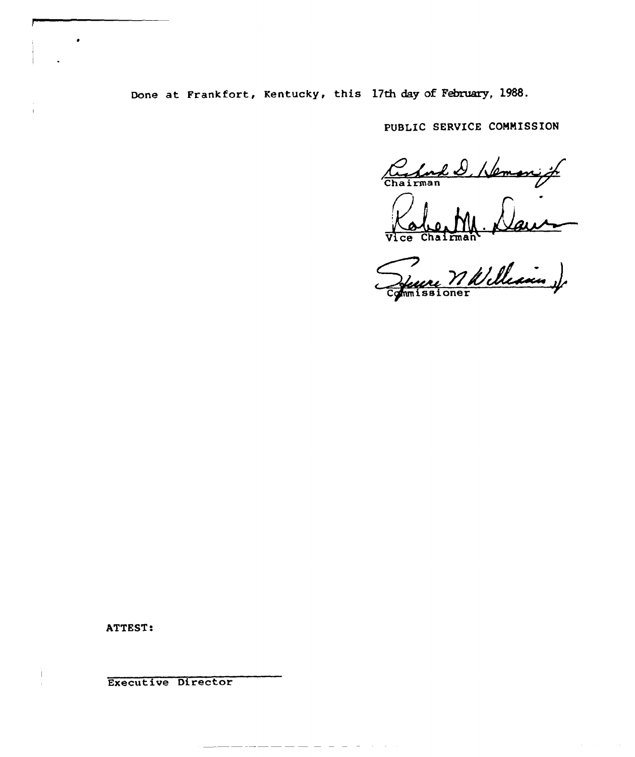Done at Frankfort, Kentucky, this 17th day of February, 1988.

PUBLIC SERVICE COMMISSION

Chairman

Vice Chairman

Commissioner

ATTEST:

Executive Director